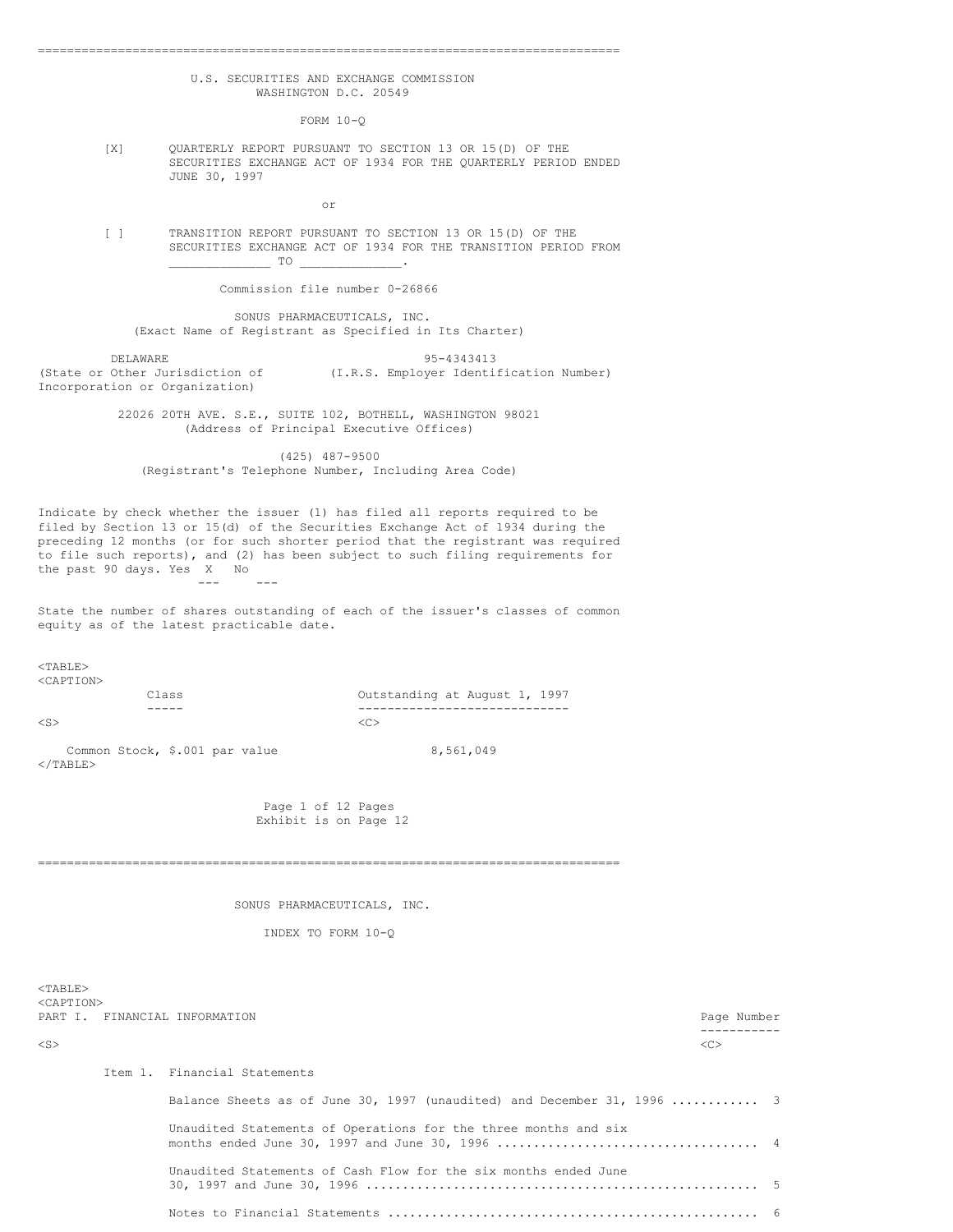U.S. SECURITIES AND EXCHANGE COMMISSION
WASHINGTON D.C. 20549

FORM 10-Q

[X] QUARTERLY REPORT PURSUANT TO SECTION 13 OR 15(D) OF THE SECURITIES EXCHANGE ACT OF 1934 FOR THE QUARTERLY PERIOD ENDED JUNE 30, 1997

or

[ ] TRANSITION REPORT PURSUANT TO SECTION 13 OR 15(D) OF THE SECURITIES EXCHANGE ACT OF 1934 FOR THE TRANSITION PERIOD FROM _____________ TO _____________.

Commission file number 0-26866

SONUS PHARMACEUTICALS, INC.
(Exact Name of Registrant as Specified in Its Charter)

| DELAWARE | 95-4343413 |
|---|---|
| (State or Other Jurisdiction of Incorporation or Organization) | (I.R.S. Employer Identification Number) |

22026 20TH AVE. S.E., SUITE 102, BOTHELL, WASHINGTON 98021
(Address of Principal Executive Offices)

(425) 487-9500
(Registrant's Telephone Number, Including Area Code)

Indicate by check whether the issuer (1) has filed all reports required to be filed by Section 13 or 15(d) of the Securities Exchange Act of 1934 during the preceding 12 months (or for such shorter period that the registrant was required to file such reports), and (2) has been subject to such filing requirements for the past 90 days. Yes X No ___

State the number of shares outstanding of each of the issuer's classes of common equity as of the latest practicable date.

| Class | Outstanding at August 1, 1997 |
|---|---|
| Common Stock, $.001 par value | 8,561,049 |

Exhibit is on Page 12

SONUS PHARMACEUTICALS, INC.

INDEX TO FORM 10-Q

| PART I. FINANCIAL INFORMATION | Page Number |
|---|---|
| Item 1. Financial Statements | |
| Balance Sheets as of June 30, 1997 (unaudited) and December 31, 1996 | 3 |
| Unaudited Statements of Operations for the three months and six months ended June 30, 1997 and June 30, 1996 | 4 |
| Unaudited Statements of Cash Flow for the six months ended June 30, 1997 and June 30, 1996 | 5 |
| Notes to Financial Statements | 6 |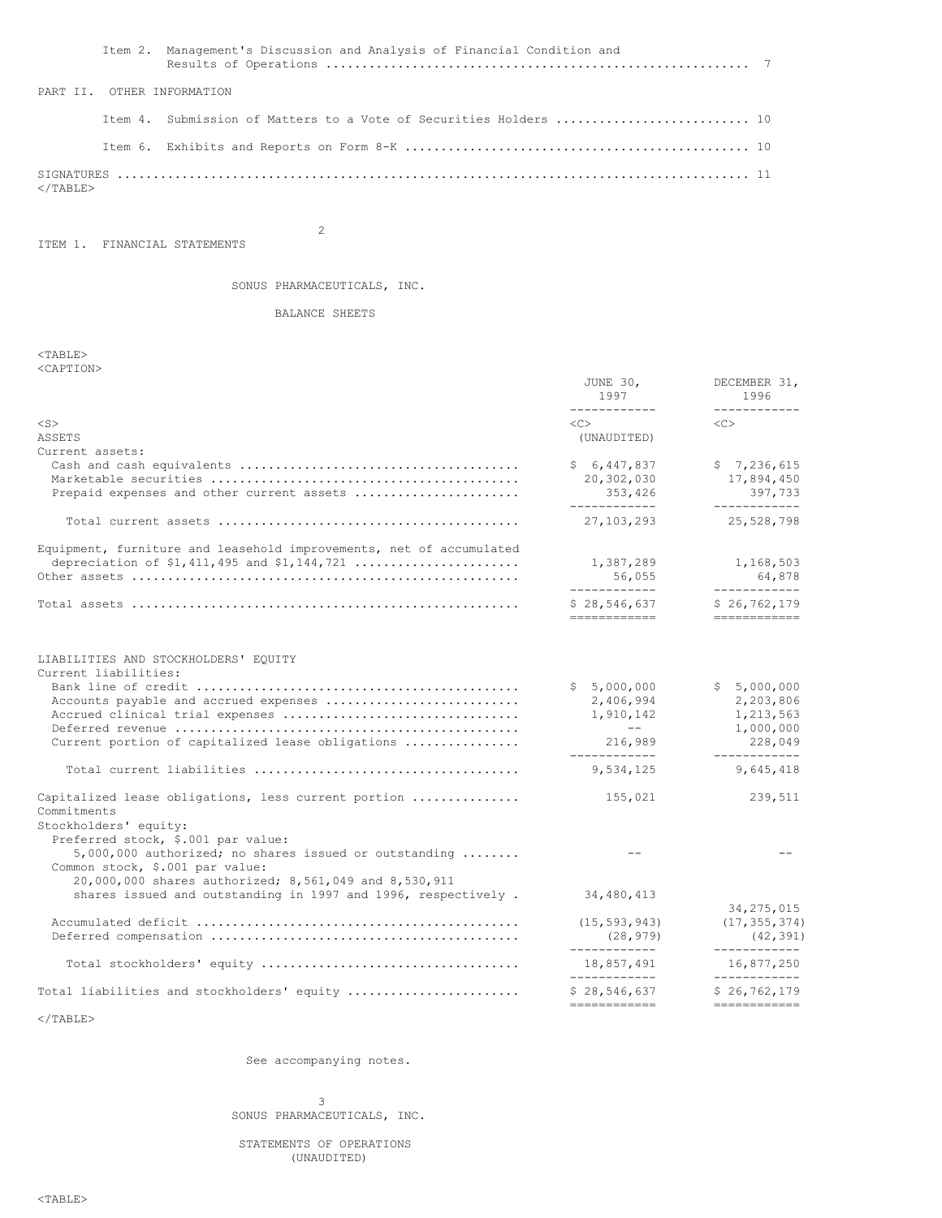| | |
|---|---|
| Item 2. Management's Discussion and Analysis of Financial Condition and Results of Operations | 7 |
| **PART II. OTHER INFORMATION** | |
| Item 4. Submission of Matters to a Vote of Securities Holders | 10 |
| Item 6. Exhibits and Reports on Form 8-K | 10 |
| SIGNATURES | 11 |

## ITEM 1. FINANCIAL STATEMENTS

### SONUS PHARMACEUTICALS, INC.

### BALANCE SHEETS

| | JUNE 30, 1997 | DECEMBER 31, 1996 |
|---|---|---|
| | (UNAUDITED) | |
| **ASSETS** | | |
| Current assets: | | |
| Cash and cash equivalents | $ 6,447,837 | $ 7,236,615 |
| Marketable securities | 20,302,030 | 17,894,450 |
| Prepaid expenses and other current assets | 353,426 | 397,733 |
| Total current assets | 27,103,293 | 25,528,798 |
| Equipment, furniture and leasehold improvements, net of accumulated depreciation of $1,411,495 and $1,144,721 | 1,387,289 | 1,168,503 |
| Other assets | 56,055 | 64,878 |
| Total assets | $ 28,546,637 | $ 26,762,179 |
| **LIABILITIES AND STOCKHOLDERS' EQUITY** | | |
| Current liabilities: | | |
| Bank line of credit | $ 5,000,000 | $ 5,000,000 |
| Accounts payable and accrued expenses | 2,406,994 | 2,203,806 |
| Accrued clinical trial expenses | 1,910,142 | 1,213,563 |
| Deferred revenue | -- | 1,000,000 |
| Current portion of capitalized lease obligations | 216,989 | 228,049 |
| Total current liabilities | 9,534,125 | 9,645,418 |
| Capitalized lease obligations, less current portion | 155,021 | 239,511 |
| Commitments | | |
| Stockholders' equity: | | |
| Preferred stock, $.001 par value: 5,000,000 authorized; no shares issued or outstanding | -- | -- |
| Common stock, $.001 par value: 20,000,000 shares authorized; 8,561,049 and 8,530,911 shares issued and outstanding in 1997 and 1996, respectively | 34,480,413 | 34,275,015 |
| Accumulated deficit | (15,593,943) | (17,355,374) |
| Deferred compensation | (28,979) | (42,391) |
| Total stockholders' equity | 18,857,491 | 16,877,250 |
| Total liabilities and stockholders' equity | $ 28,546,637 | $ 26,762,179 |

See accompanying notes.

### SONUS PHARMACEUTICALS, INC.

### STATEMENTS OF OPERATIONS (UNAUDITED)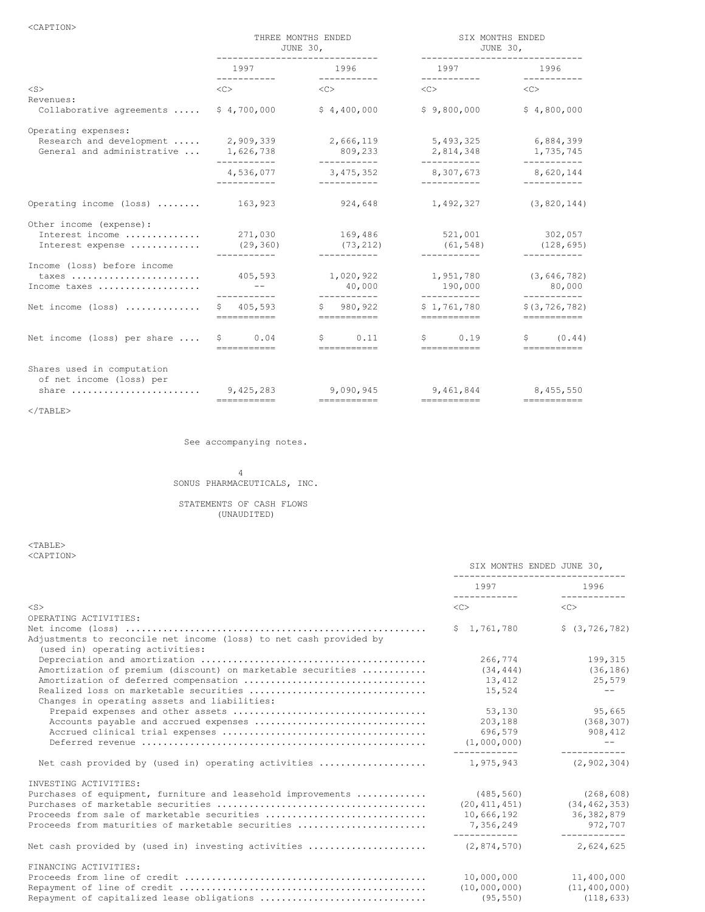| | THREE MONTHS ENDED JUNE 30, | | SIX MONTHS ENDED JUNE 30, | |
|---|---|---|---|---|
| | 1997 | 1996 | 1997 | 1996 |
| Revenues: | | | | |
| Collaborative agreements | $ 4,700,000 | $ 4,400,000 | $ 9,800,000 | $ 4,800,000 |
| Operating expenses: | | | | |
| Research and development | 2,909,339 | 2,666,119 | 5,493,325 | 6,884,399 |
| General and administrative | 1,626,738 | 809,233 | 2,814,348 | 1,735,745 |
| | 4,536,077 | 3,475,352 | 8,307,673 | 8,620,144 |
| Operating income (loss) | 163,923 | 924,648 | 1,492,327 | (3,820,144) |
| Other income (expense): | | | | |
| Interest income | 271,030 | 169,486 | 521,001 | 302,057 |
| Interest expense | (29,360) | (73,212) | (61,548) | (128,695) |
| Income (loss) before income taxes | 405,593 | 1,020,922 | 1,951,780 | (3,646,782) |
| Income taxes | -- | 40,000 | 190,000 | 80,000 |
| Net income (loss) | $ 405,593 | $ 980,922 | $ 1,761,780 | $ (3,726,782) |
| Net income (loss) per share | $ 0.04 | $ 0.11 | $ 0.19 | $ (0.44) |
| Shares used in computation of net income (loss) per share | 9,425,283 | 9,090,945 | 9,461,844 | 8,455,550 |

See accompanying notes.

SONUS PHARMACEUTICALS, INC.

STATEMENTS OF CASH FLOWS
(UNAUDITED)

| | SIX MONTHS ENDED JUNE 30, | |
|---|---|---|
| | 1997 | 1996 |
| OPERATING ACTIVITIES: | | |
| Net income (loss) | $ 1,761,780 | $ (3,726,782) |
| Adjustments to reconcile net income (loss) to net cash provided by (used in) operating activities: | | |
| Depreciation and amortization | 266,774 | 199,315 |
| Amortization of premium (discount) on marketable securities | (34,444) | (36,186) |
| Amortization of deferred compensation | 13,412 | 25,579 |
| Realized loss on marketable securities | 15,524 | -- |
| Changes in operating assets and liabilities: | | |
| Prepaid expenses and other assets | 53,130 | 95,665 |
| Accounts payable and accrued expenses | 203,188 | (368,307) |
| Accrued clinical trial expenses | 696,579 | 908,412 |
| Deferred revenue | (1,000,000) | -- |
| Net cash provided by (used in) operating activities | 1,975,943 | (2,902,304) |
| INVESTING ACTIVITIES: | | |
| Purchases of equipment, furniture and leasehold improvements | (485,560) | (268,608) |
| Purchases of marketable securities | (20,411,451) | (34,462,353) |
| Proceeds from sale of marketable securities | 10,666,192 | 36,382,879 |
| Proceeds from maturities of marketable securities | 7,356,249 | 972,707 |
| Net cash provided by (used in) investing activities | (2,874,570) | 2,624,625 |
| FINANCING ACTIVITIES: | | |
| Proceeds from line of credit | 10,000,000 | 11,400,000 |
| Repayment of line of credit | (10,000,000) | (11,400,000) |
| Repayment of capitalized lease obligations | (95,550) | (118,633) |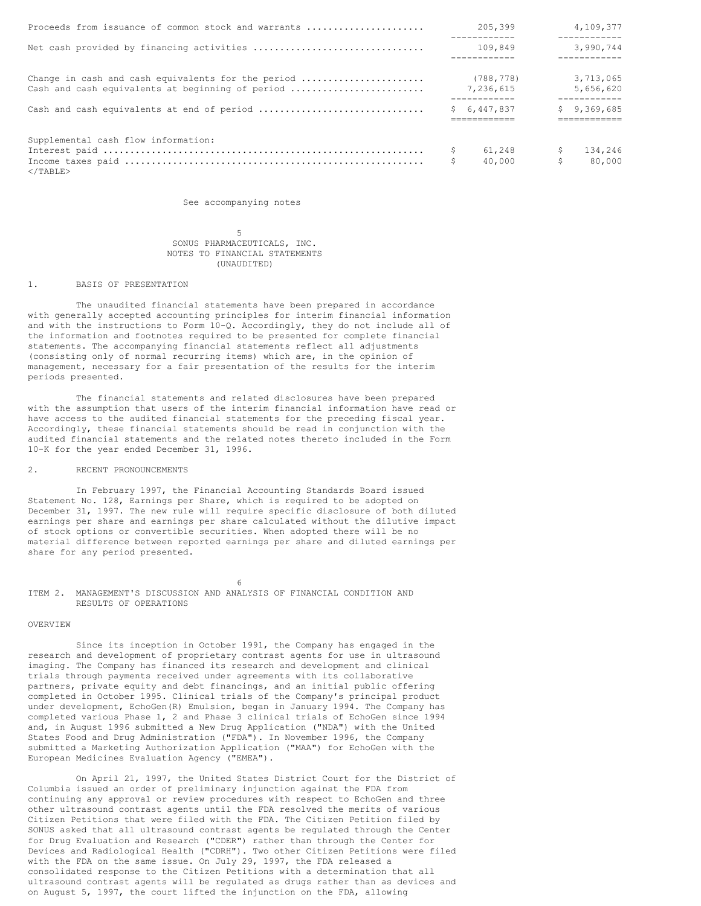| | | |
|---|---|---|
| Proceeds from issuance of common stock and warrants | 205,399 | 4,109,377 |
| Net cash provided by financing activities | 109,849 | 3,990,744 |
| Change in cash and cash equivalents for the period | (788,778) | 3,713,065 |
| Cash and cash equivalents at beginning of period | 7,236,615 | 5,656,620 |
| Cash and cash equivalents at end of period | $ 6,447,837 | $ 9,369,685 |
| Supplemental cash flow information: | | |
| Interest paid | $ 61,248 | $ 134,246 |
| Income taxes paid | $ 40,000 | $ 80,000 |

See accompanying notes

SONUS PHARMACEUTICALS, INC.
NOTES TO FINANCIAL STATEMENTS
(UNAUDITED)

1. BASIS OF PRESENTATION

The unaudited financial statements have been prepared in accordance with generally accepted accounting principles for interim financial information and with the instructions to Form 10-Q. Accordingly, they do not include all of the information and footnotes required to be presented for complete financial statements. The accompanying financial statements reflect all adjustments (consisting only of normal recurring items) which are, in the opinion of management, necessary for a fair presentation of the results for the interim periods presented.

The financial statements and related disclosures have been prepared with the assumption that users of the interim financial information have read or have access to the audited financial statements for the preceding fiscal year. Accordingly, these financial statements should be read in conjunction with the audited financial statements and the related notes thereto included in the Form 10-K for the year ended December 31, 1996.

2. RECENT PRONOUNCEMENTS

In February 1997, the Financial Accounting Standards Board issued Statement No. 128, Earnings per Share, which is required to be adopted on December 31, 1997. The new rule will require specific disclosure of both diluted earnings per share and earnings per share calculated without the dilutive impact of stock options or convertible securities. When adopted there will be no material difference between reported earnings per share and diluted earnings per share for any period presented.

ITEM 2. MANAGEMENT'S DISCUSSION AND ANALYSIS OF FINANCIAL CONDITION AND RESULTS OF OPERATIONS

OVERVIEW

Since its inception in October 1991, the Company has engaged in the research and development of proprietary contrast agents for use in ultrasound imaging. The Company has financed its research and development and clinical trials through payments received under agreements with its collaborative partners, private equity and debt financings, and an initial public offering completed in October 1995. Clinical trials of the Company's principal product under development, EchoGen(R) Emulsion, began in January 1994. The Company has completed various Phase 1, 2 and Phase 3 clinical trials of EchoGen since 1994 and, in August 1996 submitted a New Drug Application ("NDA") with the United States Food and Drug Administration ("FDA"). In November 1996, the Company submitted a Marketing Authorization Application ("MAA") for EchoGen with the European Medicines Evaluation Agency ("EMEA").

On April 21, 1997, the United States District Court for the District of Columbia issued an order of preliminary injunction against the FDA from continuing any approval or review procedures with respect to EchoGen and three other ultrasound contrast agents until the FDA resolved the merits of various Citizen Petitions that were filed with the FDA. The Citizen Petition filed by SONUS asked that all ultrasound contrast agents be regulated through the Center for Drug Evaluation and Research ("CDER") rather than through the Center for Devices and Radiological Health ("CDRH"). Two other Citizen Petitions were filed with the FDA on the same issue. On July 29, 1997, the FDA released a consolidated response to the Citizen Petitions with a determination that all ultrasound contrast agents will be regulated as drugs rather than as devices and on August 5, 1997, the court lifted the injunction on the FDA, allowing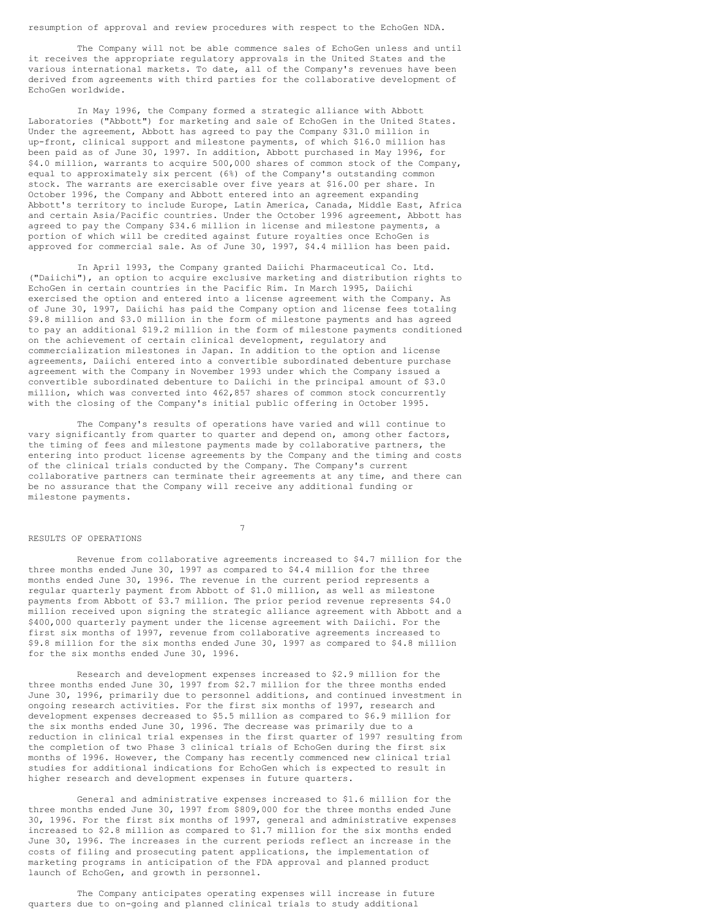resumption of approval and review procedures with respect to the EchoGen NDA.

The Company will not be able commence sales of EchoGen unless and until it receives the appropriate regulatory approvals in the United States and the various international markets. To date, all of the Company's revenues have been derived from agreements with third parties for the collaborative development of EchoGen worldwide.

In May 1996, the Company formed a strategic alliance with Abbott Laboratories ("Abbott") for marketing and sale of EchoGen in the United States. Under the agreement, Abbott has agreed to pay the Company $31.0 million in up-front, clinical support and milestone payments, of which $16.0 million has been paid as of June 30, 1997. In addition, Abbott purchased in May 1996, for $4.0 million, warrants to acquire 500,000 shares of common stock of the Company, equal to approximately six percent (6%) of the Company's outstanding common stock. The warrants are exercisable over five years at $16.00 per share. In October 1996, the Company and Abbott entered into an agreement expanding Abbott's territory to include Europe, Latin America, Canada, Middle East, Africa and certain Asia/Pacific countries. Under the October 1996 agreement, Abbott has agreed to pay the Company $34.6 million in license and milestone payments, a portion of which will be credited against future royalties once EchoGen is approved for commercial sale. As of June 30, 1997, $4.4 million has been paid.

In April 1993, the Company granted Daiichi Pharmaceutical Co. Ltd. ("Daiichi"), an option to acquire exclusive marketing and distribution rights to EchoGen in certain countries in the Pacific Rim. In March 1995, Daiichi exercised the option and entered into a license agreement with the Company. As of June 30, 1997, Daiichi has paid the Company option and license fees totaling $9.8 million and $3.0 million in the form of milestone payments and has agreed to pay an additional $19.2 million in the form of milestone payments conditioned on the achievement of certain clinical development, regulatory and commercialization milestones in Japan. In addition to the option and license agreements, Daiichi entered into a convertible subordinated debenture purchase agreement with the Company in November 1993 under which the Company issued a convertible subordinated debenture to Daiichi in the principal amount of $3.0 million, which was converted into 462,857 shares of common stock concurrently with the closing of the Company's initial public offering in October 1995.

The Company's results of operations have varied and will continue to vary significantly from quarter to quarter and depend on, among other factors, the timing of fees and milestone payments made by collaborative partners, the entering into product license agreements by the Company and the timing and costs of the clinical trials conducted by the Company. The Company's current collaborative partners can terminate their agreements at any time, and there can be no assurance that the Company will receive any additional funding or milestone payments.

## RESULTS OF OPERATIONS

Revenue from collaborative agreements increased to $4.7 million for the three months ended June 30, 1997 as compared to $4.4 million for the three months ended June 30, 1996. The revenue in the current period represents a regular quarterly payment from Abbott of $1.0 million, as well as milestone payments from Abbott of $3.7 million. The prior period revenue represents $4.0 million received upon signing the strategic alliance agreement with Abbott and a $400,000 quarterly payment under the license agreement with Daiichi. For the first six months of 1997, revenue from collaborative agreements increased to $9.8 million for the six months ended June 30, 1997 as compared to $4.8 million for the six months ended June 30, 1996.

Research and development expenses increased to $2.9 million for the three months ended June 30, 1997 from $2.7 million for the three months ended June 30, 1996, primarily due to personnel additions, and continued investment in ongoing research activities. For the first six months of 1997, research and development expenses decreased to $5.5 million as compared to $6.9 million for the six months ended June 30, 1996. The decrease was primarily due to a reduction in clinical trial expenses in the first quarter of 1997 resulting from the completion of two Phase 3 clinical trials of EchoGen during the first six months of 1996. However, the Company has recently commenced new clinical trial studies for additional indications for EchoGen which is expected to result in higher research and development expenses in future quarters.

General and administrative expenses increased to $1.6 million for the three months ended June 30, 1997 from $809,000 for the three months ended June 30, 1996. For the first six months of 1997, general and administrative expenses increased to $2.8 million as compared to $1.7 million for the six months ended June 30, 1996. The increases in the current periods reflect an increase in the costs of filing and prosecuting patent applications, the implementation of marketing programs in anticipation of the FDA approval and planned product launch of EchoGen, and growth in personnel.

The Company anticipates operating expenses will increase in future quarters due to on-going and planned clinical trials to study additional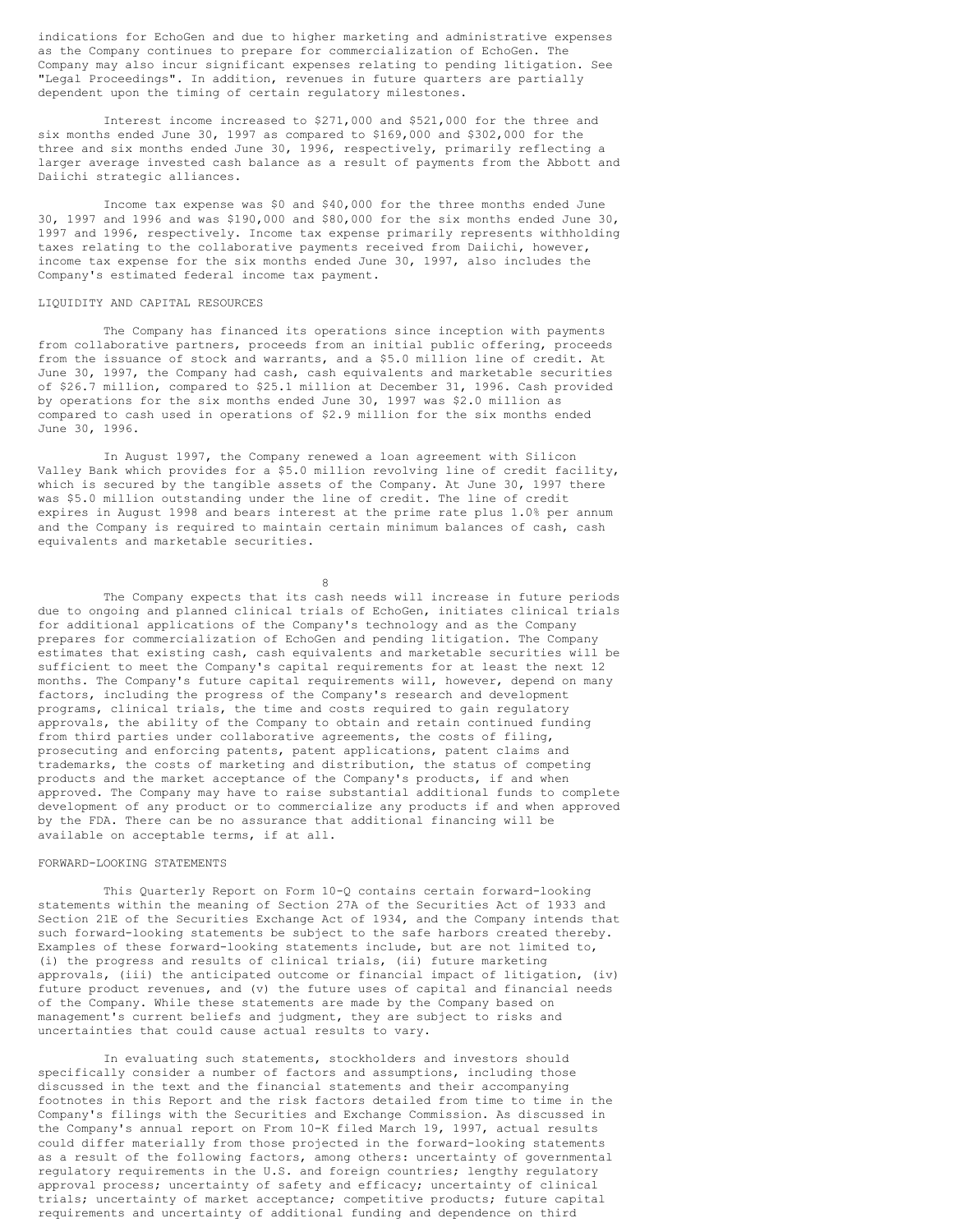indications for EchoGen and due to higher marketing and administrative expenses as the Company continues to prepare for commercialization of EchoGen. The Company may also incur significant expenses relating to pending litigation. See "Legal Proceedings". In addition, revenues in future quarters are partially dependent upon the timing of certain regulatory milestones.

Interest income increased to $271,000 and $521,000 for the three and six months ended June 30, 1997 as compared to $169,000 and $302,000 for the three and six months ended June 30, 1996, respectively, primarily reflecting a larger average invested cash balance as a result of payments from the Abbott and Daiichi strategic alliances.

Income tax expense was $0 and $40,000 for the three months ended June 30, 1997 and 1996 and was $190,000 and $80,000 for the six months ended June 30, 1997 and 1996, respectively. Income tax expense primarily represents withholding taxes relating to the collaborative payments received from Daiichi, however, income tax expense for the six months ended June 30, 1997, also includes the Company's estimated federal income tax payment.

## LIQUIDITY AND CAPITAL RESOURCES

The Company has financed its operations since inception with payments from collaborative partners, proceeds from an initial public offering, proceeds from the issuance of stock and warrants, and a $5.0 million line of credit. At June 30, 1997, the Company had cash, cash equivalents and marketable securities of $26.7 million, compared to $25.1 million at December 31, 1996. Cash provided by operations for the six months ended June 30, 1997 was $2.0 million as compared to cash used in operations of $2.9 million for the six months ended June 30, 1996.

In August 1997, the Company renewed a loan agreement with Silicon Valley Bank which provides for a $5.0 million revolving line of credit facility, which is secured by the tangible assets of the Company. At June 30, 1997 there was $5.0 million outstanding under the line of credit. The line of credit expires in August 1998 and bears interest at the prime rate plus 1.0% per annum and the Company is required to maintain certain minimum balances of cash, cash equivalents and marketable securities.

The Company expects that its cash needs will increase in future periods due to ongoing and planned clinical trials of EchoGen, initiates clinical trials for additional applications of the Company's technology and as the Company prepares for commercialization of EchoGen and pending litigation. The Company estimates that existing cash, cash equivalents and marketable securities will be sufficient to meet the Company's capital requirements for at least the next 12 months. The Company's future capital requirements will, however, depend on many factors, including the progress of the Company's research and development programs, clinical trials, the time and costs required to gain regulatory approvals, the ability of the Company to obtain and retain continued funding from third parties under collaborative agreements, the costs of filing, prosecuting and enforcing patents, patent applications, patent claims and trademarks, the costs of marketing and distribution, the status of competing products and the market acceptance of the Company's products, if and when approved. The Company may have to raise substantial additional funds to complete development of any product or to commercialize any products if and when approved by the FDA. There can be no assurance that additional financing will be available on acceptable terms, if at all.

## FORWARD-LOOKING STATEMENTS

This Quarterly Report on Form 10-Q contains certain forward-looking statements within the meaning of Section 27A of the Securities Act of 1933 and Section 21E of the Securities Exchange Act of 1934, and the Company intends that such forward-looking statements be subject to the safe harbors created thereby. Examples of these forward-looking statements include, but are not limited to, (i) the progress and results of clinical trials, (ii) future marketing approvals, (iii) the anticipated outcome or financial impact of litigation, (iv) future product revenues, and (v) the future uses of capital and financial needs of the Company. While these statements are made by the Company based on management's current beliefs and judgment, they are subject to risks and uncertainties that could cause actual results to vary.

In evaluating such statements, stockholders and investors should specifically consider a number of factors and assumptions, including those discussed in the text and the financial statements and their accompanying footnotes in this Report and the risk factors detailed from time to time in the Company's filings with the Securities and Exchange Commission. As discussed in the Company's annual report on From 10-K filed March 19, 1997, actual results could differ materially from those projected in the forward-looking statements as a result of the following factors, among others: uncertainty of governmental regulatory requirements in the U.S. and foreign countries; lengthy regulatory approval process; uncertainty of safety and efficacy; uncertainty of clinical trials; uncertainty of market acceptance; competitive products; future capital requirements and uncertainty of additional funding and dependence on third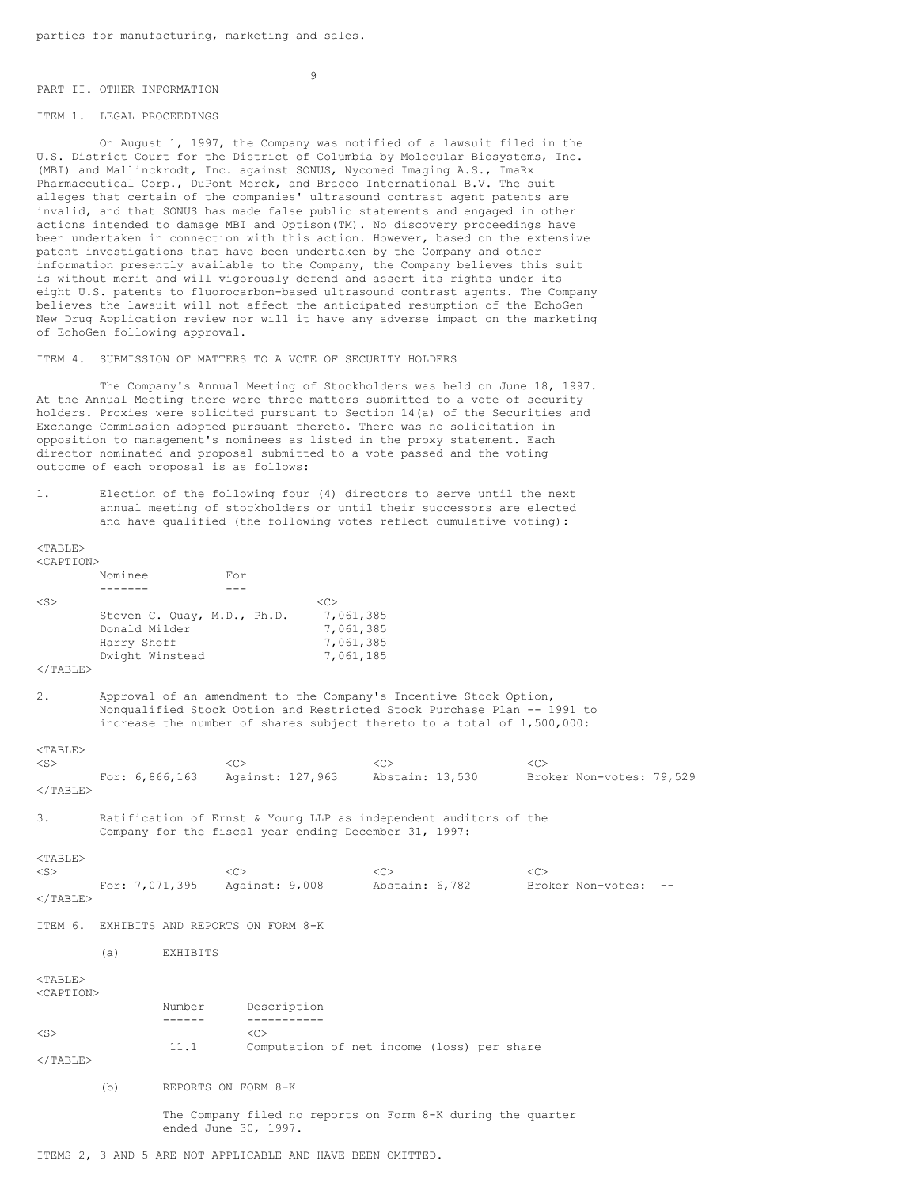parties for manufacturing, marketing and sales.

## PART II. OTHER INFORMATION

### ITEM 1. LEGAL PROCEEDINGS

On August 1, 1997, the Company was notified of a lawsuit filed in the U.S. District Court for the District of Columbia by Molecular Biosystems, Inc. (MBI) and Mallinckrodt, Inc. against SONUS, Nycomed Imaging A.S., ImaRx Pharmaceutical Corp., DuPont Merck, and Bracco International B.V. The suit alleges that certain of the companies' ultrasound contrast agent patents are invalid, and that SONUS has made false public statements and engaged in other actions intended to damage MBI and Optison(TM). No discovery proceedings have been undertaken in connection with this action. However, based on the extensive patent investigations that have been undertaken by the Company and other information presently available to the Company, the Company believes this suit is without merit and will vigorously defend and assert its rights under its eight U.S. patents to fluorocarbon-based ultrasound contrast agents. The Company believes the lawsuit will not affect the anticipated resumption of the EchoGen New Drug Application review nor will it have any adverse impact on the marketing of EchoGen following approval.

### ITEM 4. SUBMISSION OF MATTERS TO A VOTE OF SECURITY HOLDERS

The Company's Annual Meeting of Stockholders was held on June 18, 1997. At the Annual Meeting there were three matters submitted to a vote of security holders. Proxies were solicited pursuant to Section 14(a) of the Securities and Exchange Commission adopted pursuant thereto. There was no solicitation in opposition to management's nominees as listed in the proxy statement. Each director nominated and proposal submitted to a vote passed and the voting outcome of each proposal is as follows:

1. Election of the following four (4) directors to serve until the next annual meeting of stockholders or until their successors are elected and have qualified (the following votes reflect cumulative voting):

| Nominee | For |
|---|---|
| Steven C. Quay, M.D., Ph.D. | 7,061,385 |
| Donald Milder | 7,061,385 |
| Harry Shoff | 7,061,385 |
| Dwight Winstead | 7,061,185 |

2. Approval of an amendment to the Company's Incentive Stock Option, Nonqualified Stock Option and Restricted Stock Purchase Plan -- 1991 to increase the number of shares subject thereto to a total of 1,500,000:

| For: 6,866,163 | Against: 127,963 | Abstain: 13,530 | Broker Non-votes: 79,529 |
|---|---|---|---|

3. Ratification of Ernst & Young LLP as independent auditors of the Company for the fiscal year ending December 31, 1997:

| For: 7,071,395 | Against: 9,008 | Abstain: 6,782 | Broker Non-votes: -- |
|---|---|---|---|

### ITEM 6. EXHIBITS AND REPORTS ON FORM 8-K

(a) EXHIBITS

| Number | Description |
|---|---|
| 11.1 | Computation of net income (loss) per share |

(b) REPORTS ON FORM 8-K

The Company filed no reports on Form 8-K during the quarter ended June 30, 1997.

ITEMS 2, 3 AND 5 ARE NOT APPLICABLE AND HAVE BEEN OMITTED.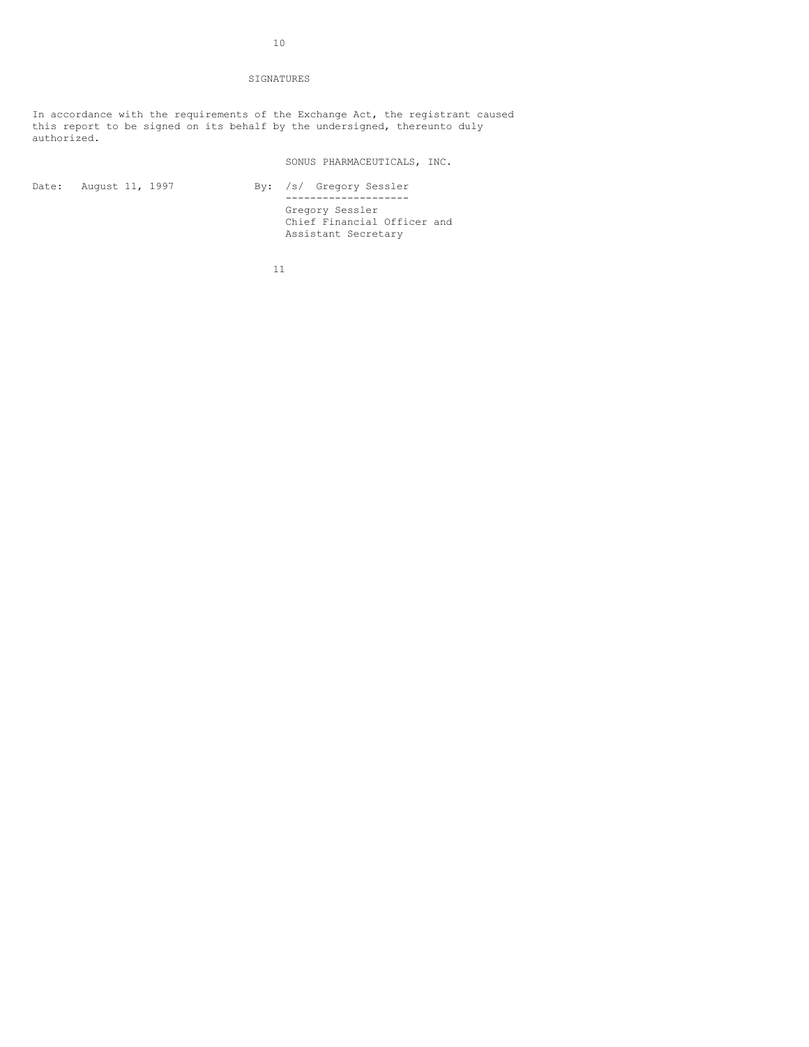## SIGNATURES

In accordance with the requirements of the Exchange Act, the registrant caused this report to be signed on its behalf by the undersigned, thereunto duly authorized.

SONUS PHARMACEUTICALS, INC.

Date: August 11, 1997

By: /s/ Gregory Sessler

Gregory Sessler
Chief Financial Officer and
Assistant Secretary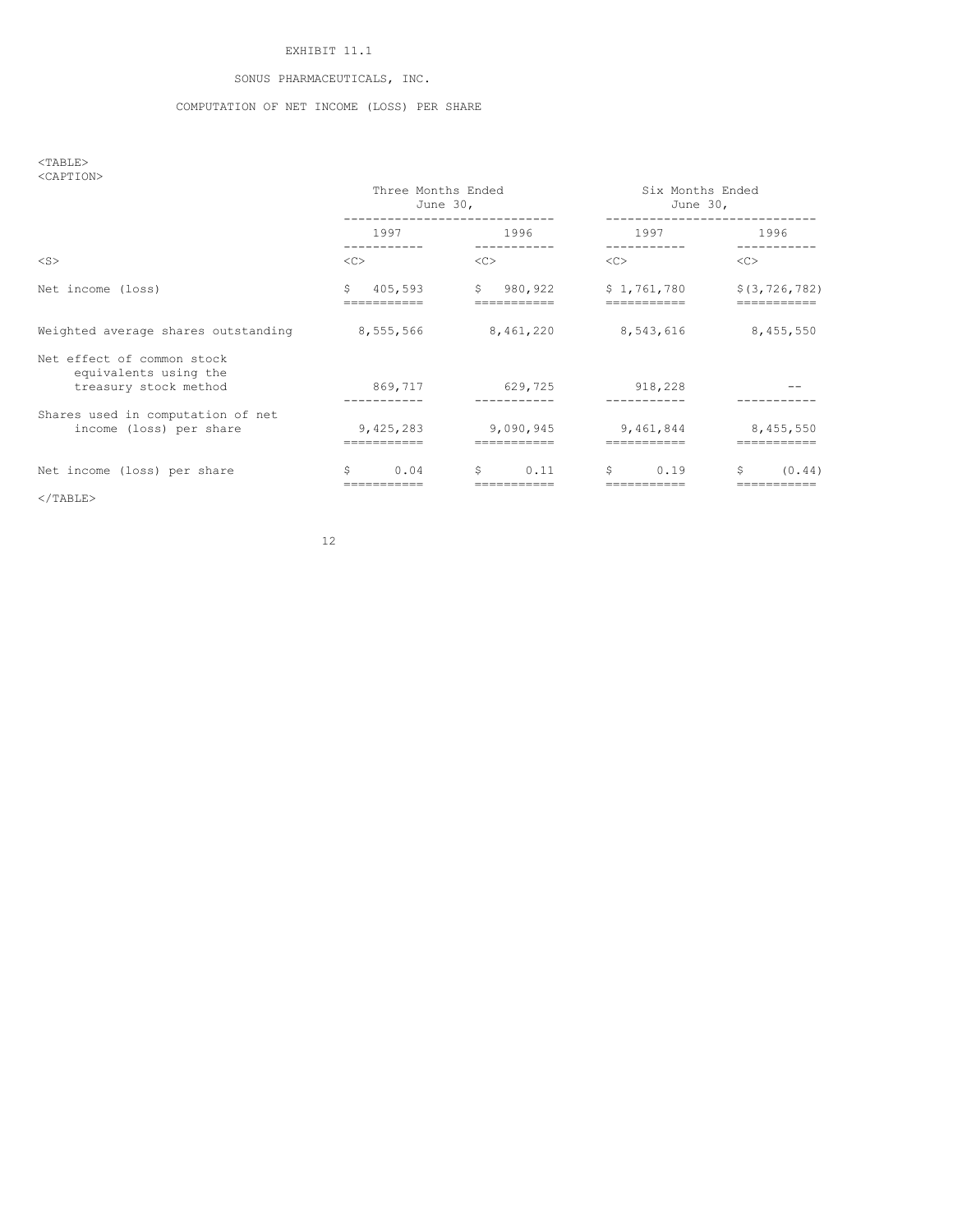EXHIBIT 11.1

SONUS PHARMACEUTICALS, INC.

COMPUTATION OF NET INCOME (LOSS) PER SHARE

| | Three Months Ended June 30, | | Six Months Ended June 30, | |
|---|---|---|---|---|
| | 1997 | 1996 | 1997 | 1996 |
| Net income (loss) | $ 405,593 | $ 980,922 | $ 1,761,780 | $(3,726,782) |
| Weighted average shares outstanding | 8,555,566 | 8,461,220 | 8,543,616 | 8,455,550 |
| Net effect of common stock equivalents using the treasury stock method | 869,717 | 629,725 | 918,228 | -- |
| Shares used in computation of net income (loss) per share | 9,425,283 | 9,090,945 | 9,461,844 | 8,455,550 |
| Net income (loss) per share | $ 0.04 | $ 0.11 | $ 0.19 | $ (0.44) |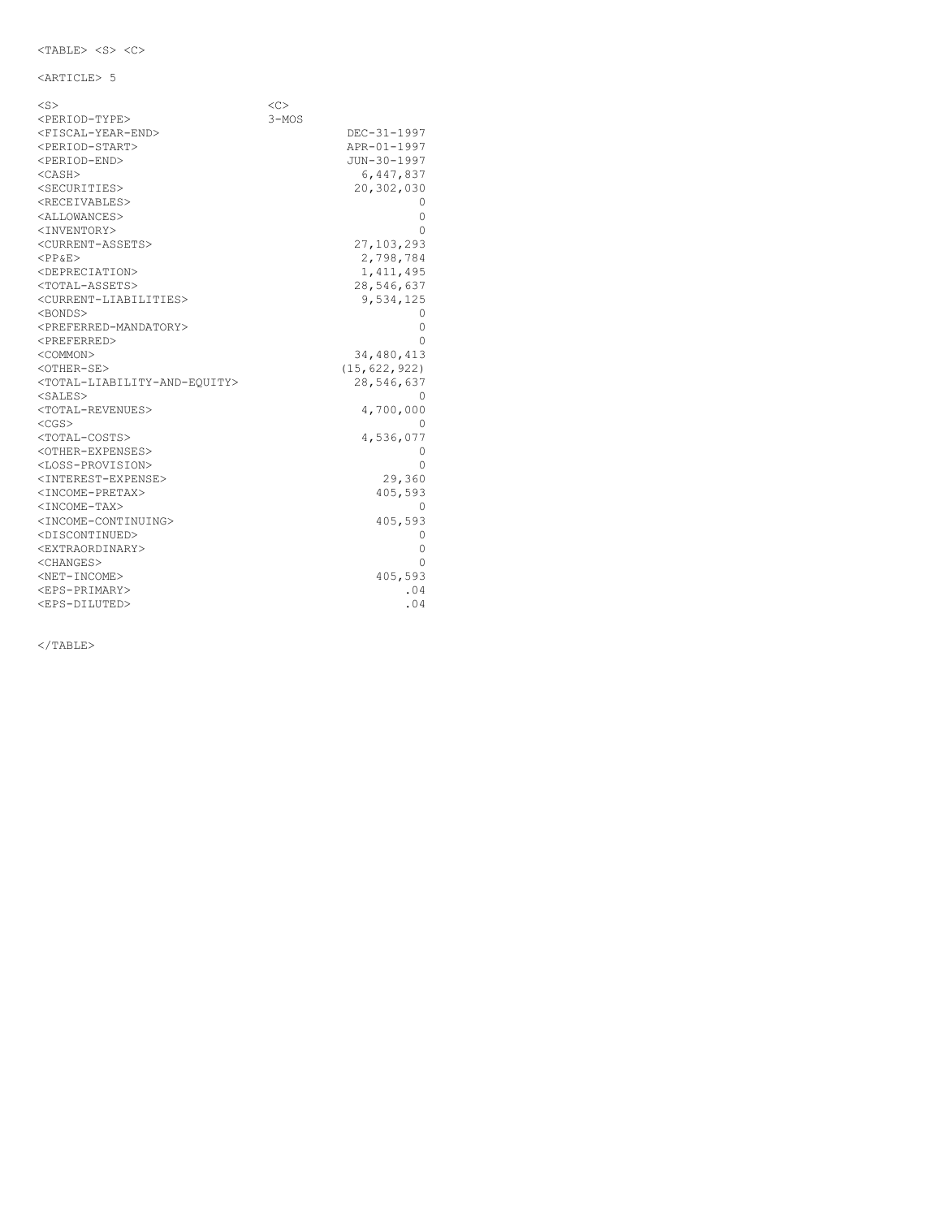<TABLE> <S> <C>

<ARTICLE> 5

| <S> | <C> |
|---|---|
| <PERIOD-TYPE> | 3-MOS |
| <FISCAL-YEAR-END> | DEC-31-1997 |
| <PERIOD-START> | APR-01-1997 |
| <PERIOD-END> | JUN-30-1997 |
| <CASH> | 6,447,837 |
| <SECURITIES> | 20,302,030 |
| <RECEIVABLES> | 0 |
| <ALLOWANCES> | 0 |
| <INVENTORY> | 0 |
| <CURRENT-ASSETS> | 27,103,293 |
| <PP&E> | 2,798,784 |
| <DEPRECIATION> | 1,411,495 |
| <TOTAL-ASSETS> | 28,546,637 |
| <CURRENT-LIABILITIES> | 9,534,125 |
| <BONDS> | 0 |
| <PREFERRED-MANDATORY> | 0 |
| <PREFERRED> | 0 |
| <COMMON> | 34,480,413 |
| <OTHER-SE> | (15,622,922) |
| <TOTAL-LIABILITY-AND-EQUITY> | 28,546,637 |
| <SALES> | 0 |
| <TOTAL-REVENUES> | 4,700,000 |
| <CGS> | 0 |
| <TOTAL-COSTS> | 4,536,077 |
| <OTHER-EXPENSES> | 0 |
| <LOSS-PROVISION> | 0 |
| <INTEREST-EXPENSE> | 29,360 |
| <INCOME-PRETAX> | 405,593 |
| <INCOME-TAX> | 0 |
| <INCOME-CONTINUING> | 405,593 |
| <DISCONTINUED> | 0 |
| <EXTRAORDINARY> | 0 |
| <CHANGES> | 0 |
| <NET-INCOME> | 405,593 |
| <EPS-PRIMARY> | .04 |
| <EPS-DILUTED> | .04 |

</TABLE>